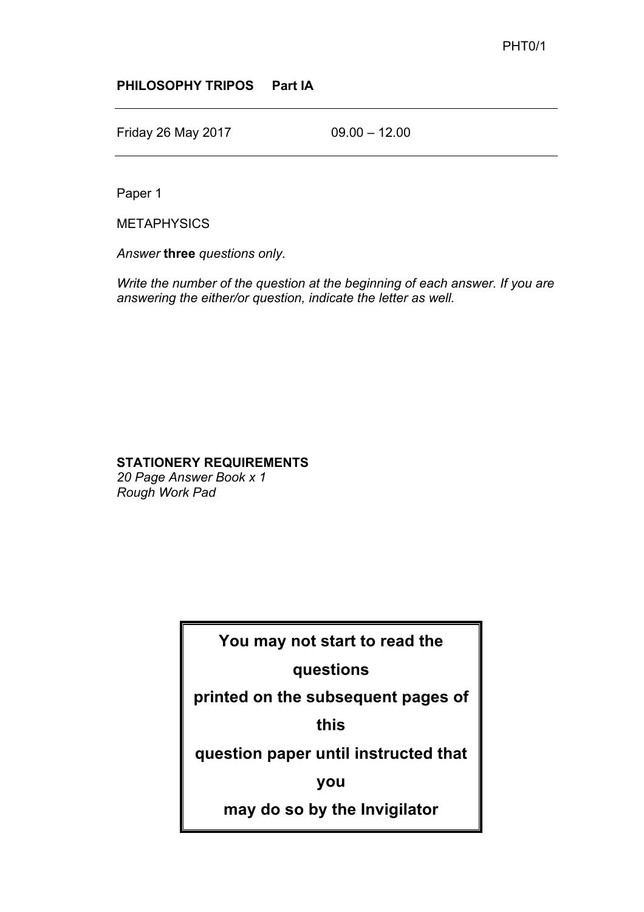PHT0/1

**PHILOSOPHY TRIPOS Part IA**

---

Friday 26 May 2017 09.00 – 12.00

---

Paper 1

METAPHYSICS

*Answer* **three** *questions only.*

*Write the number of the question at the beginning of each answer. If you are answering the either/or question, indicate the letter as well.*

**STATIONERY REQUIREMENTS**
*20 Page Answer Book x 1*
*Rough Work Pad*

**You may not start to read the questions printed on the subsequent pages of this question paper until instructed that you may do so by the Invigilator**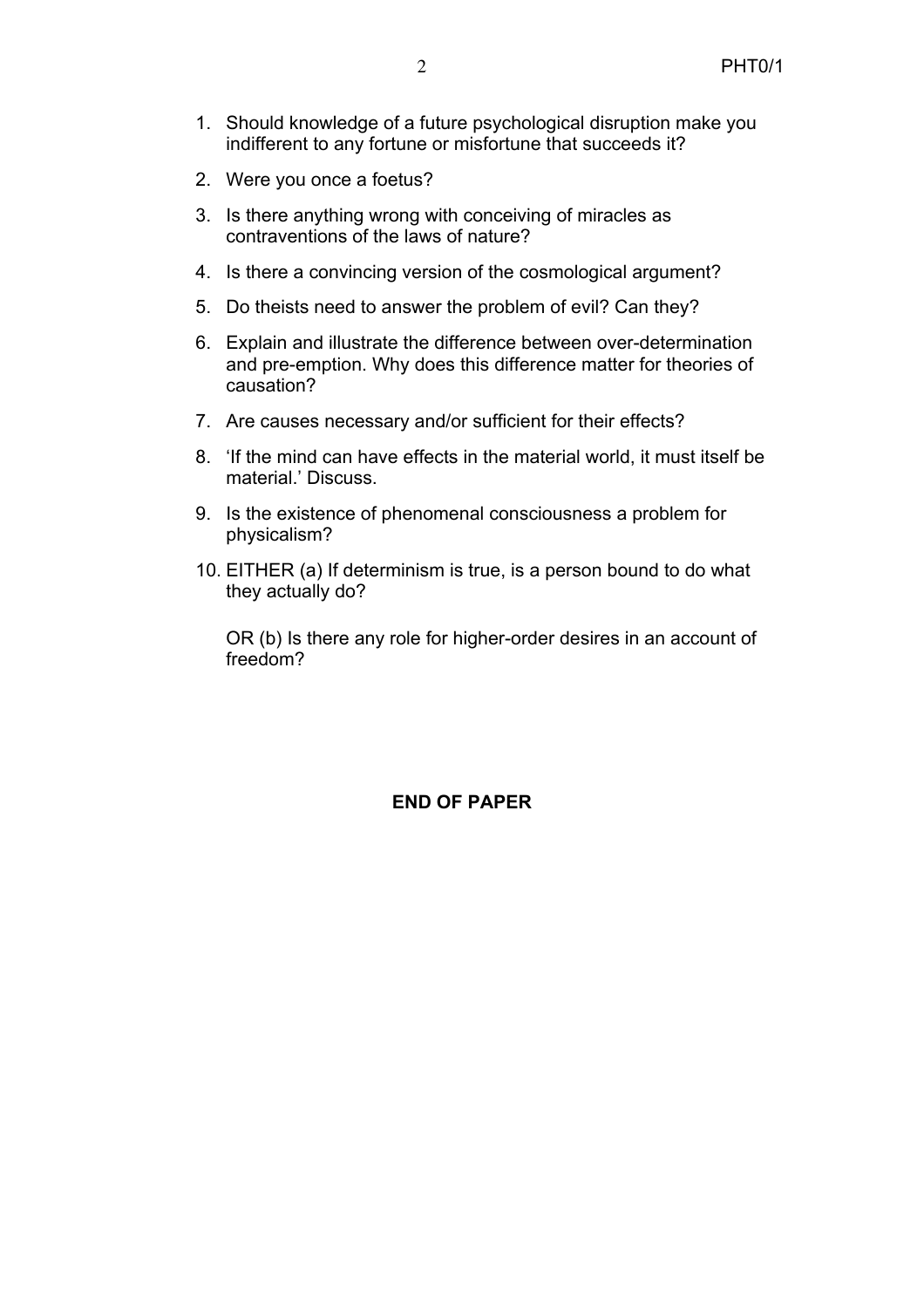1. Should knowledge of a future psychological disruption make you indifferent to any fortune or misfortune that succeeds it?

2. Were you once a foetus?

3. Is there anything wrong with conceiving of miracles as contraventions of the laws of nature?

4. Is there a convincing version of the cosmological argument?

5. Do theists need to answer the problem of evil? Can they?

6. Explain and illustrate the difference between over-determination and pre-emption. Why does this difference matter for theories of causation?

7. Are causes necessary and/or sufficient for their effects?

8. 'If the mind can have effects in the material world, it must itself be material.' Discuss.

9. Is the existence of phenomenal consciousness a problem for physicalism?

10. EITHER (a) If determinism is true, is a person bound to do what they actually do?

    OR (b) Is there any role for higher-order desires in an account of freedom?

**END OF PAPER**